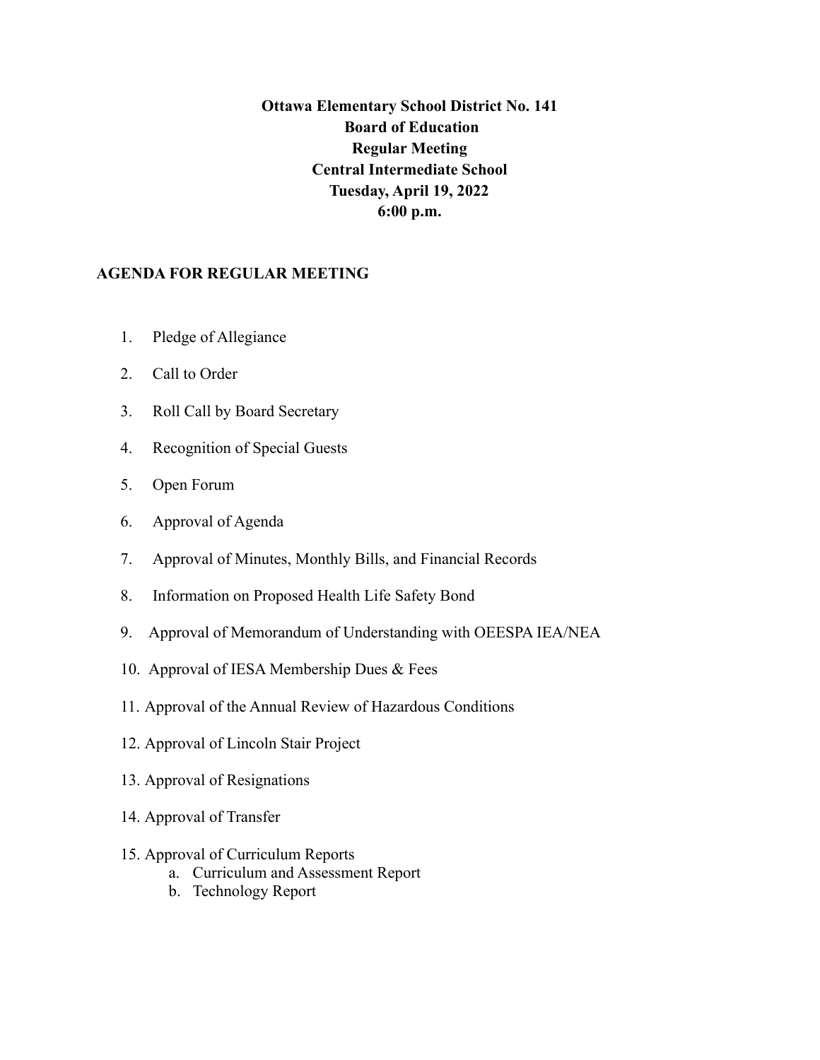**Ottawa Elementary School District No. 141**
**Board of Education**
**Regular Meeting**
**Central Intermediate School**
**Tuesday, April 19, 2022**
**6:00 p.m.**

## AGENDA FOR REGULAR MEETING

1. Pledge of Allegiance
2. Call to Order
3. Roll Call by Board Secretary
4. Recognition of Special Guests
5. Open Forum
6. Approval of Agenda
7. Approval of Minutes, Monthly Bills, and Financial Records
8. Information on Proposed Health Life Safety Bond
9. Approval of Memorandum of Understanding with OEESPA IEA/NEA
10. Approval of IESA Membership Dues & Fees
11. Approval of the Annual Review of Hazardous Conditions
12. Approval of Lincoln Stair Project
13. Approval of Resignations
14. Approval of Transfer
15. Approval of Curriculum Reports
    a. Curriculum and Assessment Report
    b. Technology Report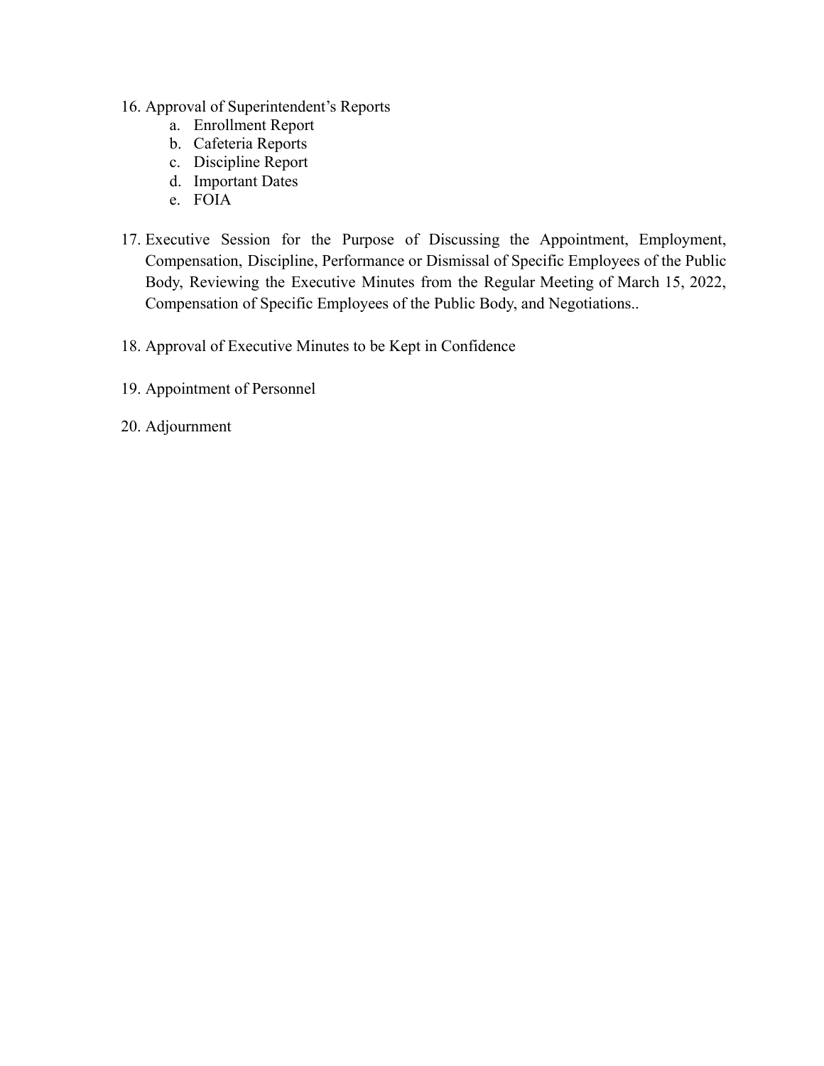16. Approval of Superintendent's Reports
    a. Enrollment Report
    b. Cafeteria Reports
    c. Discipline Report
    d. Important Dates
    e. FOIA

17. Executive Session for the Purpose of Discussing the Appointment, Employment, Compensation, Discipline, Performance or Dismissal of Specific Employees of the Public Body, Reviewing the Executive Minutes from the Regular Meeting of March 15, 2022, Compensation of Specific Employees of the Public Body, and Negotiations..

18. Approval of Executive Minutes to be Kept in Confidence

19. Appointment of Personnel

20. Adjournment